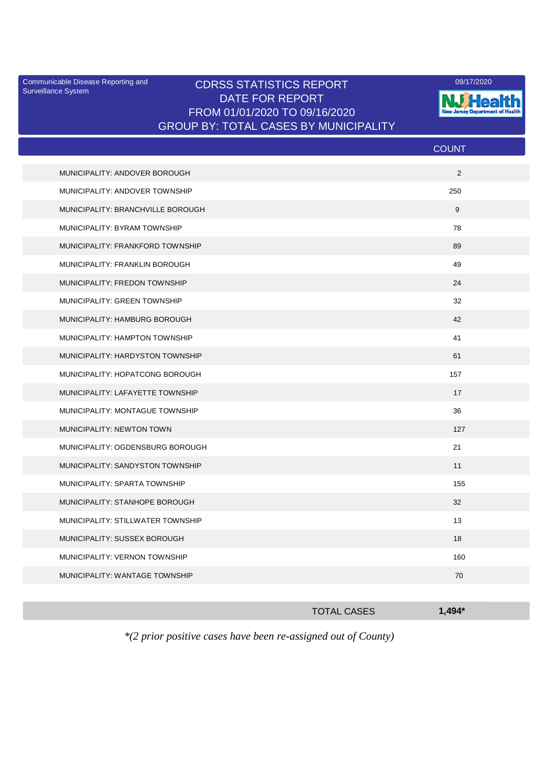Communicable Disease Reporting and Surveillance System

# CDRSS STATISTICS REPORT
## DATE FOR REPORT
## FROM 01/01/2020 TO 09/16/2020
## GROUP BY: TOTAL CASES BY MUNICIPALITY

09/17/2020

NJ Health
New Jersey Department of Health

| | COUNT |
|---|---|
| MUNICIPALITY: ANDOVER BOROUGH | 2 |
| MUNICIPALITY: ANDOVER TOWNSHIP | 250 |
| MUNICIPALITY: BRANCHVILLE BOROUGH | 9 |
| MUNICIPALITY: BYRAM TOWNSHIP | 78 |
| MUNICIPALITY: FRANKFORD TOWNSHIP | 89 |
| MUNICIPALITY: FRANKLIN BOROUGH | 49 |
| MUNICIPALITY: FREDON TOWNSHIP | 24 |
| MUNICIPALITY: GREEN TOWNSHIP | 32 |
| MUNICIPALITY: HAMBURG BOROUGH | 42 |
| MUNICIPALITY: HAMPTON TOWNSHIP | 41 |
| MUNICIPALITY: HARDYSTON TOWNSHIP | 61 |
| MUNICIPALITY: HOPATCONG BOROUGH | 157 |
| MUNICIPALITY: LAFAYETTE TOWNSHIP | 17 |
| MUNICIPALITY: MONTAGUE TOWNSHIP | 36 |
| MUNICIPALITY: NEWTON TOWN | 127 |
| MUNICIPALITY: OGDENSBURG BOROUGH | 21 |
| MUNICIPALITY: SANDYSTON TOWNSHIP | 11 |
| MUNICIPALITY: SPARTA TOWNSHIP | 155 |
| MUNICIPALITY: STANHOPE BOROUGH | 32 |
| MUNICIPALITY: STILLWATER TOWNSHIP | 13 |
| MUNICIPALITY: SUSSEX BOROUGH | 18 |
| MUNICIPALITY: VERNON TOWNSHIP | 160 |
| MUNICIPALITY: WANTAGE TOWNSHIP | 70 |
| TOTAL CASES | **1,494*** |

*\*(2 prior positive cases have been re-assigned out of County)*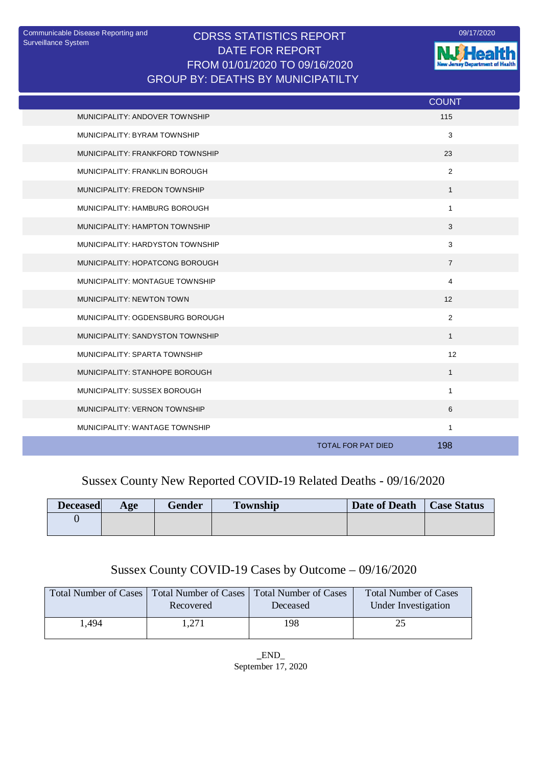Communicable Disease Reporting and Surveillance System

# CDRSS STATISTICS REPORT
## DATE FOR REPORT
## FROM 01/01/2020 TO 09/16/2020
## GROUP BY: DEATHS BY MUNICIPATILTY

09/17/2020

| | COUNT |
|---|---|
| MUNICIPALITY: ANDOVER TOWNSHIP | 115 |
| MUNICIPALITY: BYRAM TOWNSHIP | 3 |
| MUNICIPALITY: FRANKFORD TOWNSHIP | 23 |
| MUNICIPALITY: FRANKLIN BOROUGH | 2 |
| MUNICIPALITY: FREDON TOWNSHIP | 1 |
| MUNICIPALITY: HAMBURG BOROUGH | 1 |
| MUNICIPALITY: HAMPTON TOWNSHIP | 3 |
| MUNICIPALITY: HARDYSTON TOWNSHIP | 3 |
| MUNICIPALITY: HOPATCONG BOROUGH | 7 |
| MUNICIPALITY: MONTAGUE TOWNSHIP | 4 |
| MUNICIPALITY: NEWTON TOWN | 12 |
| MUNICIPALITY: OGDENSBURG BOROUGH | 2 |
| MUNICIPALITY: SANDYSTON TOWNSHIP | 1 |
| MUNICIPALITY: SPARTA TOWNSHIP | 12 |
| MUNICIPALITY: STANHOPE BOROUGH | 1 |
| MUNICIPALITY: SUSSEX BOROUGH | 1 |
| MUNICIPALITY: VERNON TOWNSHIP | 6 |
| MUNICIPALITY: WANTAGE TOWNSHIP | 1 |
| TOTAL FOR PAT DIED | 198 |

## Sussex County New Reported COVID-19 Related Deaths - 09/16/2020

| Deceased | Age | Gender | Township | Date of Death | Case Status |
|---|---|---|---|---|---|
| 0 | | | | | |

## Sussex County COVID-19 Cases by Outcome – 09/16/2020

| Total Number of Cases | Total Number of Cases Recovered | Total Number of Cases Deceased | Total Number of Cases Under Investigation |
|---|---|---|---|
| 1,494 | 1,271 | 198 | 25 |

_END_
September 17, 2020